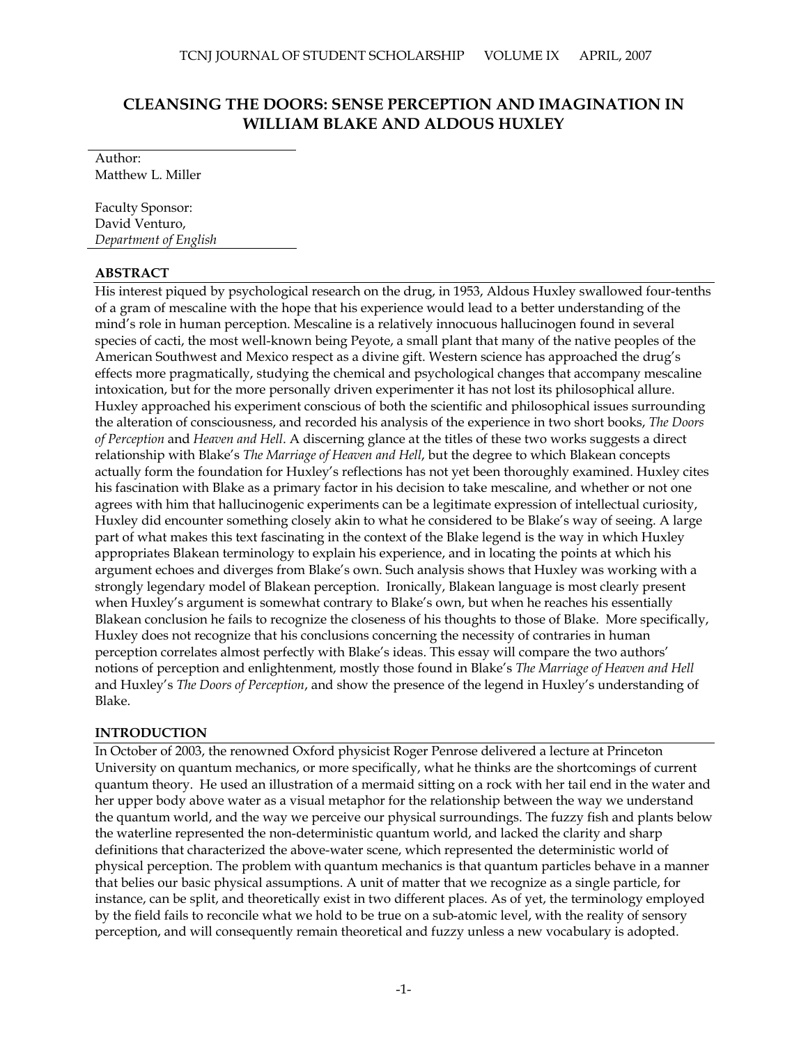# CLEANSING THE DOORS: SENSE PERCEPTION AND IMAGINATION IN WILLIAM BLAKE AND ALDOUS HUXLEY

Author:
Matthew L. Miller

Faculty Sponsor:
David Venturo,
*Department of English*

## ABSTRACT

His interest piqued by psychological research on the drug, in 1953, Aldous Huxley swallowed four-tenths of a gram of mescaline with the hope that his experience would lead to a better understanding of the mind's role in human perception. Mescaline is a relatively innocuous hallucinogen found in several species of cacti, the most well-known being Peyote, a small plant that many of the native peoples of the American Southwest and Mexico respect as a divine gift. Western science has approached the drug's effects more pragmatically, studying the chemical and psychological changes that accompany mescaline intoxication, but for the more personally driven experimenter it has not lost its philosophical allure. Huxley approached his experiment conscious of both the scientific and philosophical issues surrounding the alteration of consciousness, and recorded his analysis of the experience in two short books, *The Doors of Perception* and *Heaven and Hell*. A discerning glance at the titles of these two works suggests a direct relationship with Blake's *The Marriage of Heaven and Hell*, but the degree to which Blakean concepts actually form the foundation for Huxley's reflections has not yet been thoroughly examined. Huxley cites his fascination with Blake as a primary factor in his decision to take mescaline, and whether or not one agrees with him that hallucinogenic experiments can be a legitimate expression of intellectual curiosity, Huxley did encounter something closely akin to what he considered to be Blake's way of seeing. A large part of what makes this text fascinating in the context of the Blake legend is the way in which Huxley appropriates Blakean terminology to explain his experience, and in locating the points at which his argument echoes and diverges from Blake's own. Such analysis shows that Huxley was working with a strongly legendary model of Blakean perception. Ironically, Blakean language is most clearly present when Huxley's argument is somewhat contrary to Blake's own, but when he reaches his essentially Blakean conclusion he fails to recognize the closeness of his thoughts to those of Blake. More specifically, Huxley does not recognize that his conclusions concerning the necessity of contraries in human perception correlates almost perfectly with Blake's ideas. This essay will compare the two authors' notions of perception and enlightenment, mostly those found in Blake's *The Marriage of Heaven and Hell* and Huxley's *The Doors of Perception*, and show the presence of the legend in Huxley's understanding of Blake.

## INTRODUCTION

In October of 2003, the renowned Oxford physicist Roger Penrose delivered a lecture at Princeton University on quantum mechanics, or more specifically, what he thinks are the shortcomings of current quantum theory. He used an illustration of a mermaid sitting on a rock with her tail end in the water and her upper body above water as a visual metaphor for the relationship between the way we understand the quantum world, and the way we perceive our physical surroundings. The fuzzy fish and plants below the waterline represented the non-deterministic quantum world, and lacked the clarity and sharp definitions that characterized the above-water scene, which represented the deterministic world of physical perception. The problem with quantum mechanics is that quantum particles behave in a manner that belies our basic physical assumptions. A unit of matter that we recognize as a single particle, for instance, can be split, and theoretically exist in two different places. As of yet, the terminology employed by the field fails to reconcile what we hold to be true on a sub-atomic level, with the reality of sensory perception, and will consequently remain theoretical and fuzzy unless a new vocabulary is adopted.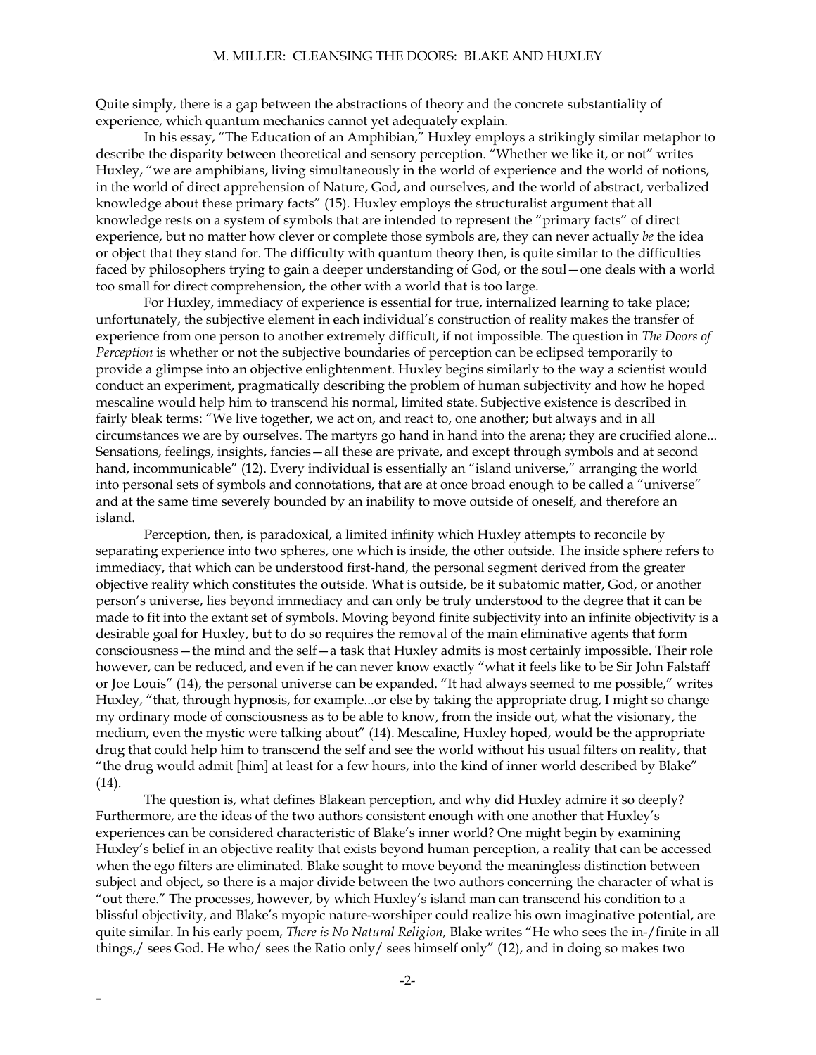Quite simply, there is a gap between the abstractions of theory and the concrete substantiality of experience, which quantum mechanics cannot yet adequately explain.

In his essay, "The Education of an Amphibian," Huxley employs a strikingly similar metaphor to describe the disparity between theoretical and sensory perception. "Whether we like it, or not" writes Huxley, "we are amphibians, living simultaneously in the world of experience and the world of notions, in the world of direct apprehension of Nature, God, and ourselves, and the world of abstract, verbalized knowledge about these primary facts" (15). Huxley employs the structuralist argument that all knowledge rests on a system of symbols that are intended to represent the "primary facts" of direct experience, but no matter how clever or complete those symbols are, they can never actually *be* the idea or object that they stand for. The difficulty with quantum theory then, is quite similar to the difficulties faced by philosophers trying to gain a deeper understanding of God, or the soul—one deals with a world too small for direct comprehension, the other with a world that is too large.

For Huxley, immediacy of experience is essential for true, internalized learning to take place; unfortunately, the subjective element in each individual's construction of reality makes the transfer of experience from one person to another extremely difficult, if not impossible. The question in *The Doors of Perception* is whether or not the subjective boundaries of perception can be eclipsed temporarily to provide a glimpse into an objective enlightenment. Huxley begins similarly to the way a scientist would conduct an experiment, pragmatically describing the problem of human subjectivity and how he hoped mescaline would help him to transcend his normal, limited state. Subjective existence is described in fairly bleak terms: "We live together, we act on, and react to, one another; but always and in all circumstances we are by ourselves. The martyrs go hand in hand into the arena; they are crucified alone... Sensations, feelings, insights, fancies—all these are private, and except through symbols and at second hand, incommunicable" (12). Every individual is essentially an "island universe," arranging the world into personal sets of symbols and connotations, that are at once broad enough to be called a "universe" and at the same time severely bounded by an inability to move outside of oneself, and therefore an island.

Perception, then, is paradoxical, a limited infinity which Huxley attempts to reconcile by separating experience into two spheres, one which is inside, the other outside. The inside sphere refers to immediacy, that which can be understood first-hand, the personal segment derived from the greater objective reality which constitutes the outside. What is outside, be it subatomic matter, God, or another person's universe, lies beyond immediacy and can only be truly understood to the degree that it can be made to fit into the extant set of symbols. Moving beyond finite subjectivity into an infinite objectivity is a desirable goal for Huxley, but to do so requires the removal of the main eliminative agents that form consciousness—the mind and the self—a task that Huxley admits is most certainly impossible. Their role however, can be reduced, and even if he can never know exactly "what it feels like to be Sir John Falstaff or Joe Louis" (14), the personal universe can be expanded. "It had always seemed to me possible," writes Huxley, "that, through hypnosis, for example...or else by taking the appropriate drug, I might so change my ordinary mode of consciousness as to be able to know, from the inside out, what the visionary, the medium, even the mystic were talking about" (14). Mescaline, Huxley hoped, would be the appropriate drug that could help him to transcend the self and see the world without his usual filters on reality, that "the drug would admit [him] at least for a few hours, into the kind of inner world described by Blake" (14).

The question is, what defines Blakean perception, and why did Huxley admire it so deeply? Furthermore, are the ideas of the two authors consistent enough with one another that Huxley's experiences can be considered characteristic of Blake's inner world? One might begin by examining Huxley's belief in an objective reality that exists beyond human perception, a reality that can be accessed when the ego filters are eliminated. Blake sought to move beyond the meaningless distinction between subject and object, so there is a major divide between the two authors concerning the character of what is "out there." The processes, however, by which Huxley's island man can transcend his condition to a blissful objectivity, and Blake's myopic nature-worshiper could realize his own imaginative potential, are quite similar. In his early poem, *There is No Natural Religion,* Blake writes "He who sees the in-/finite in all things,/ sees God. He who/ sees the Ratio only/ sees himself only" (12), and in doing so makes two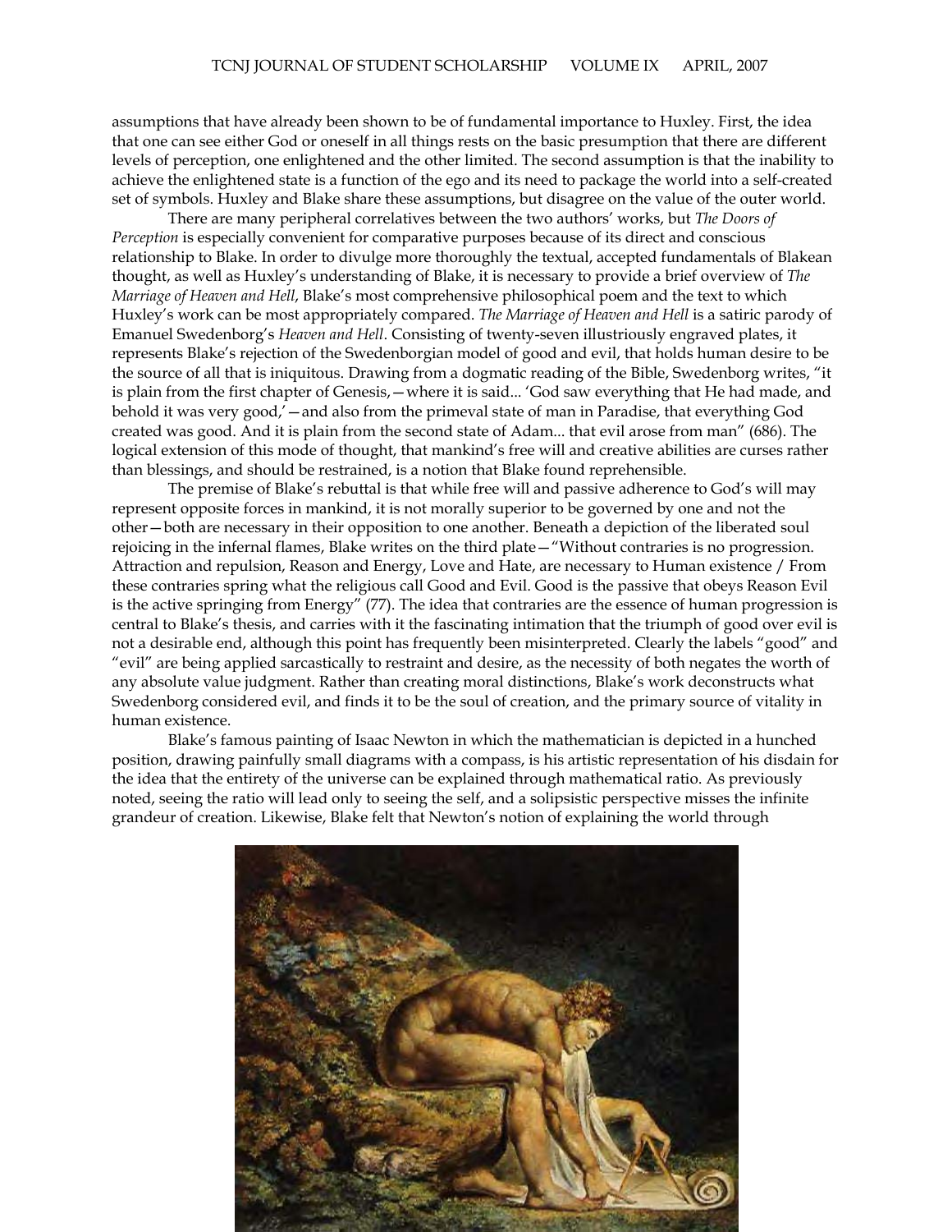assumptions that have already been shown to be of fundamental importance to Huxley. First, the idea that one can see either God or oneself in all things rests on the basic presumption that there are different levels of perception, one enlightened and the other limited. The second assumption is that the inability to achieve the enlightened state is a function of the ego and its need to package the world into a self-created set of symbols. Huxley and Blake share these assumptions, but disagree on the value of the outer world.

There are many peripheral correlatives between the two authors' works, but *The Doors of Perception* is especially convenient for comparative purposes because of its direct and conscious relationship to Blake. In order to divulge more thoroughly the textual, accepted fundamentals of Blakean thought, as well as Huxley's understanding of Blake, it is necessary to provide a brief overview of *The Marriage of Heaven and Hell*, Blake's most comprehensive philosophical poem and the text to which Huxley's work can be most appropriately compared. *The Marriage of Heaven and Hell* is a satiric parody of Emanuel Swedenborg's *Heaven and Hell*. Consisting of twenty-seven illustriously engraved plates, it represents Blake's rejection of the Swedenborgian model of good and evil, that holds human desire to be the source of all that is iniquitous. Drawing from a dogmatic reading of the Bible, Swedenborg writes, "it is plain from the first chapter of Genesis,—where it is said... 'God saw everything that He had made, and behold it was very good,'—and also from the primeval state of man in Paradise, that everything God created was good. And it is plain from the second state of Adam... that evil arose from man" (686). The logical extension of this mode of thought, that mankind's free will and creative abilities are curses rather than blessings, and should be restrained, is a notion that Blake found reprehensible.

The premise of Blake's rebuttal is that while free will and passive adherence to God's will may represent opposite forces in mankind, it is not morally superior to be governed by one and not the other—both are necessary in their opposition to one another. Beneath a depiction of the liberated soul rejoicing in the infernal flames, Blake writes on the third plate—"Without contraries is no progression. Attraction and repulsion, Reason and Energy, Love and Hate, are necessary to Human existence / From these contraries spring what the religious call Good and Evil. Good is the passive that obeys Reason Evil is the active springing from Energy" (77). The idea that contraries are the essence of human progression is central to Blake's thesis, and carries with it the fascinating intimation that the triumph of good over evil is not a desirable end, although this point has frequently been misinterpreted. Clearly the labels "good" and "evil" are being applied sarcastically to restraint and desire, as the necessity of both negates the worth of any absolute value judgment. Rather than creating moral distinctions, Blake's work deconstructs what Swedenborg considered evil, and finds it to be the soul of creation, and the primary source of vitality in human existence.

Blake's famous painting of Isaac Newton in which the mathematician is depicted in a hunched position, drawing painfully small diagrams with a compass, is his artistic representation of his disdain for the idea that the entirety of the universe can be explained through mathematical ratio. As previously noted, seeing the ratio will lead only to seeing the self, and a solipsistic perspective misses the infinite grandeur of creation. Likewise, Blake felt that Newton's notion of explaining the world through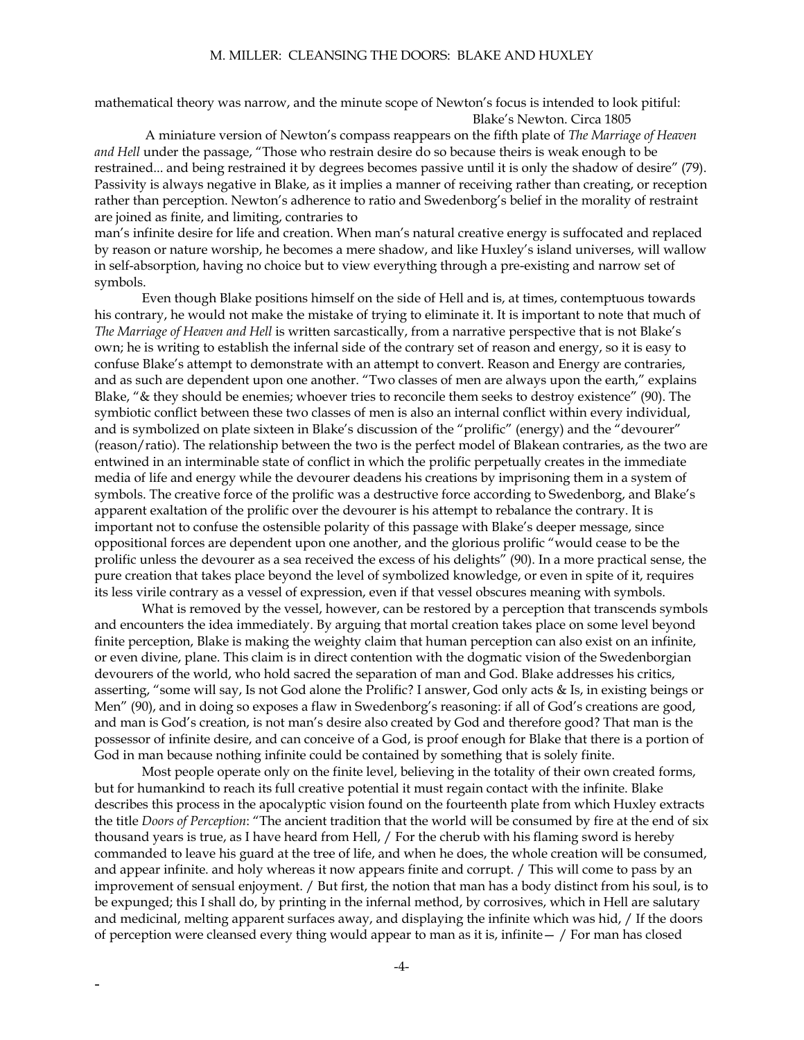mathematical theory was narrow, and the minute scope of Newton's focus is intended to look pitiful:

Blake's Newton. Circa 1805

A miniature version of Newton's compass reappears on the fifth plate of *The Marriage of Heaven and Hell* under the passage, "Those who restrain desire do so because theirs is weak enough to be restrained... and being restrained it by degrees becomes passive until it is only the shadow of desire" (79). Passivity is always negative in Blake, as it implies a manner of receiving rather than creating, or reception rather than perception. Newton's adherence to ratio and Swedenborg's belief in the morality of restraint are joined as finite, and limiting, contraries to man's infinite desire for life and creation. When man's natural creative energy is suffocated and replaced by reason or nature worship, he becomes a mere shadow, and like Huxley's island universes, will wallow in self-absorption, having no choice but to view everything through a pre-existing and narrow set of symbols.

Even though Blake positions himself on the side of Hell and is, at times, contemptuous towards his contrary, he would not make the mistake of trying to eliminate it. It is important to note that much of *The Marriage of Heaven and Hell* is written sarcastically, from a narrative perspective that is not Blake's own; he is writing to establish the infernal side of the contrary set of reason and energy, so it is easy to confuse Blake's attempt to demonstrate with an attempt to convert. Reason and Energy are contraries, and as such are dependent upon one another. "Two classes of men are always upon the earth," explains Blake, "& they should be enemies; whoever tries to reconcile them seeks to destroy existence" (90). The symbiotic conflict between these two classes of men is also an internal conflict within every individual, and is symbolized on plate sixteen in Blake's discussion of the "prolific" (energy) and the "devourer" (reason/ratio). The relationship between the two is the perfect model of Blakean contraries, as the two are entwined in an interminable state of conflict in which the prolific perpetually creates in the immediate media of life and energy while the devourer deadens his creations by imprisoning them in a system of symbols. The creative force of the prolific was a destructive force according to Swedenborg, and Blake's apparent exaltation of the prolific over the devourer is his attempt to rebalance the contrary. It is important not to confuse the ostensible polarity of this passage with Blake's deeper message, since oppositional forces are dependent upon one another, and the glorious prolific "would cease to be the prolific unless the devourer as a sea received the excess of his delights" (90). In a more practical sense, the pure creation that takes place beyond the level of symbolized knowledge, or even in spite of it, requires its less virile contrary as a vessel of expression, even if that vessel obscures meaning with symbols.

What is removed by the vessel, however, can be restored by a perception that transcends symbols and encounters the idea immediately. By arguing that mortal creation takes place on some level beyond finite perception, Blake is making the weighty claim that human perception can also exist on an infinite, or even divine, plane. This claim is in direct contention with the dogmatic vision of the Swedenborgian devourers of the world, who hold sacred the separation of man and God. Blake addresses his critics, asserting, "some will say, Is not God alone the Prolific? I answer, God only acts & Is, in existing beings or Men" (90), and in doing so exposes a flaw in Swedenborg's reasoning: if all of God's creations are good, and man is God's creation, is not man's desire also created by God and therefore good? That man is the possessor of infinite desire, and can conceive of a God, is proof enough for Blake that there is a portion of God in man because nothing infinite could be contained by something that is solely finite.

Most people operate only on the finite level, believing in the totality of their own created forms, but for humankind to reach its full creative potential it must regain contact with the infinite. Blake describes this process in the apocalyptic vision found on the fourteenth plate from which Huxley extracts the title *Doors of Perception*: "The ancient tradition that the world will be consumed by fire at the end of six thousand years is true, as I have heard from Hell, / For the cherub with his flaming sword is hereby commanded to leave his guard at the tree of life, and when he does, the whole creation will be consumed, and appear infinite. and holy whereas it now appears finite and corrupt. / This will come to pass by an improvement of sensual enjoyment. / But first, the notion that man has a body distinct from his soul, is to be expunged; this I shall do, by printing in the infernal method, by corrosives, which in Hell are salutary and medicinal, melting apparent surfaces away, and displaying the infinite which was hid, / If the doors of perception were cleansed every thing would appear to man as it is, infinite— / For man has closed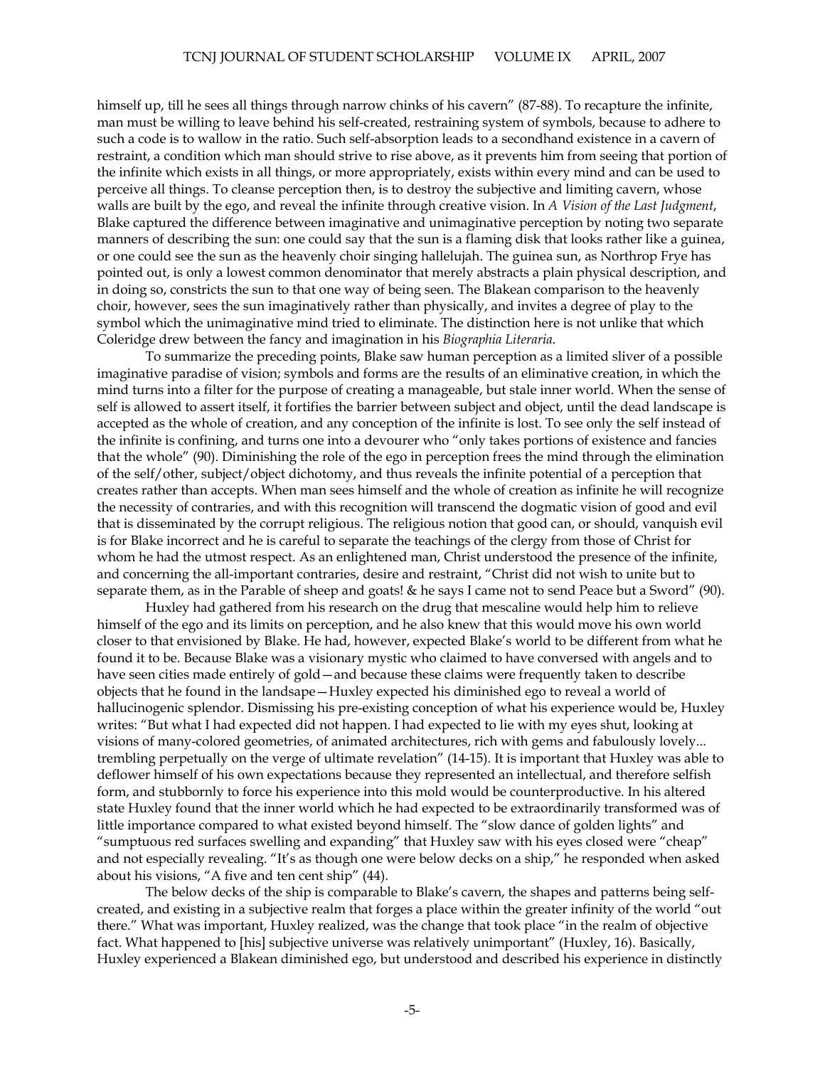himself up, till he sees all things through narrow chinks of his cavern" (87-88). To recapture the infinite, man must be willing to leave behind his self-created, restraining system of symbols, because to adhere to such a code is to wallow in the ratio. Such self-absorption leads to a secondhand existence in a cavern of restraint, a condition which man should strive to rise above, as it prevents him from seeing that portion of the infinite which exists in all things, or more appropriately, exists within every mind and can be used to perceive all things. To cleanse perception then, is to destroy the subjective and limiting cavern, whose walls are built by the ego, and reveal the infinite through creative vision. In *A Vision of the Last Judgment*, Blake captured the difference between imaginative and unimaginative perception by noting two separate manners of describing the sun: one could say that the sun is a flaming disk that looks rather like a guinea, or one could see the sun as the heavenly choir singing hallelujah. The guinea sun, as Northrop Frye has pointed out, is only a lowest common denominator that merely abstracts a plain physical description, and in doing so, constricts the sun to that one way of being seen. The Blakean comparison to the heavenly choir, however, sees the sun imaginatively rather than physically, and invites a degree of play to the symbol which the unimaginative mind tried to eliminate. The distinction here is not unlike that which Coleridge drew between the fancy and imagination in his *Biographia Literaria*.

To summarize the preceding points, Blake saw human perception as a limited sliver of a possible imaginative paradise of vision; symbols and forms are the results of an eliminative creation, in which the mind turns into a filter for the purpose of creating a manageable, but stale inner world. When the sense of self is allowed to assert itself, it fortifies the barrier between subject and object, until the dead landscape is accepted as the whole of creation, and any conception of the infinite is lost. To see only the self instead of the infinite is confining, and turns one into a devourer who "only takes portions of existence and fancies that the whole" (90). Diminishing the role of the ego in perception frees the mind through the elimination of the self/other, subject/object dichotomy, and thus reveals the infinite potential of a perception that creates rather than accepts. When man sees himself and the whole of creation as infinite he will recognize the necessity of contraries, and with this recognition will transcend the dogmatic vision of good and evil that is disseminated by the corrupt religious. The religious notion that good can, or should, vanquish evil is for Blake incorrect and he is careful to separate the teachings of the clergy from those of Christ for whom he had the utmost respect. As an enlightened man, Christ understood the presence of the infinite, and concerning the all-important contraries, desire and restraint, "Christ did not wish to unite but to separate them, as in the Parable of sheep and goats! & he says I came not to send Peace but a Sword" (90).

Huxley had gathered from his research on the drug that mescaline would help him to relieve himself of the ego and its limits on perception, and he also knew that this would move his own world closer to that envisioned by Blake. He had, however, expected Blake's world to be different from what he found it to be. Because Blake was a visionary mystic who claimed to have conversed with angels and to have seen cities made entirely of gold—and because these claims were frequently taken to describe objects that he found in the landsape—Huxley expected his diminished ego to reveal a world of hallucinogenic splendor. Dismissing his pre-existing conception of what his experience would be, Huxley writes: "But what I had expected did not happen. I had expected to lie with my eyes shut, looking at visions of many-colored geometries, of animated architectures, rich with gems and fabulously lovely... trembling perpetually on the verge of ultimate revelation" (14-15). It is important that Huxley was able to deflower himself of his own expectations because they represented an intellectual, and therefore selfish form, and stubbornly to force his experience into this mold would be counterproductive. In his altered state Huxley found that the inner world which he had expected to be extraordinarily transformed was of little importance compared to what existed beyond himself. The "slow dance of golden lights" and "sumptuous red surfaces swelling and expanding" that Huxley saw with his eyes closed were "cheap" and not especially revealing. "It's as though one were below decks on a ship," he responded when asked about his visions, "A five and ten cent ship" (44).

The below decks of the ship is comparable to Blake's cavern, the shapes and patterns being self-created, and existing in a subjective realm that forges a place within the greater infinity of the world "out there." What was important, Huxley realized, was the change that took place "in the realm of objective fact. What happened to [his] subjective universe was relatively unimportant" (Huxley, 16). Basically, Huxley experienced a Blakean diminished ego, but understood and described his experience in distinctly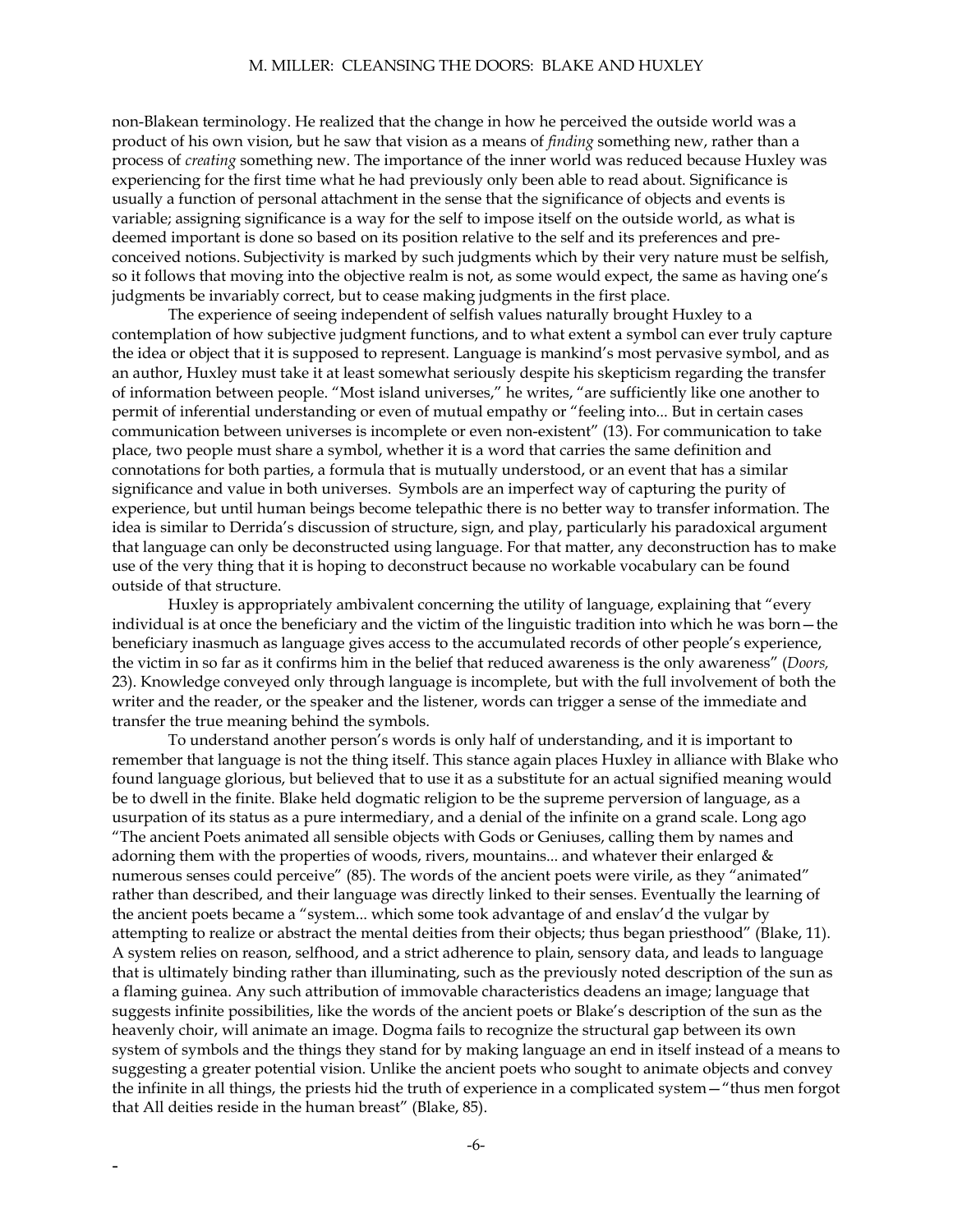non-Blakean terminology. He realized that the change in how he perceived the outside world was a product of his own vision, but he saw that vision as a means of *finding* something new, rather than a process of *creating* something new. The importance of the inner world was reduced because Huxley was experiencing for the first time what he had previously only been able to read about. Significance is usually a function of personal attachment in the sense that the significance of objects and events is variable; assigning significance is a way for the self to impose itself on the outside world, as what is deemed important is done so based on its position relative to the self and its preferences and pre-conceived notions. Subjectivity is marked by such judgments which by their very nature must be selfish, so it follows that moving into the objective realm is not, as some would expect, the same as having one's judgments be invariably correct, but to cease making judgments in the first place.

The experience of seeing independent of selfish values naturally brought Huxley to a contemplation of how subjective judgment functions, and to what extent a symbol can ever truly capture the idea or object that it is supposed to represent. Language is mankind's most pervasive symbol, and as an author, Huxley must take it at least somewhat seriously despite his skepticism regarding the transfer of information between people. "Most island universes," he writes, "are sufficiently like one another to permit of inferential understanding or even of mutual empathy or "feeling into... But in certain cases communication between universes is incomplete or even non-existent" (13). For communication to take place, two people must share a symbol, whether it is a word that carries the same definition and connotations for both parties, a formula that is mutually understood, or an event that has a similar significance and value in both universes. Symbols are an imperfect way of capturing the purity of experience, but until human beings become telepathic there is no better way to transfer information. The idea is similar to Derrida's discussion of structure, sign, and play, particularly his paradoxical argument that language can only be deconstructed using language. For that matter, any deconstruction has to make use of the very thing that it is hoping to deconstruct because no workable vocabulary can be found outside of that structure.

Huxley is appropriately ambivalent concerning the utility of language, explaining that "every individual is at once the beneficiary and the victim of the linguistic tradition into which he was born—the beneficiary inasmuch as language gives access to the accumulated records of other people's experience, the victim in so far as it confirms him in the belief that reduced awareness is the only awareness" (*Doors,* 23). Knowledge conveyed only through language is incomplete, but with the full involvement of both the writer and the reader, or the speaker and the listener, words can trigger a sense of the immediate and transfer the true meaning behind the symbols.

To understand another person's words is only half of understanding, and it is important to remember that language is not the thing itself. This stance again places Huxley in alliance with Blake who found language glorious, but believed that to use it as a substitute for an actual signified meaning would be to dwell in the finite. Blake held dogmatic religion to be the supreme perversion of language, as a usurpation of its status as a pure intermediary, and a denial of the infinite on a grand scale. Long ago "The ancient Poets animated all sensible objects with Gods or Geniuses, calling them by names and adorning them with the properties of woods, rivers, mountains... and whatever their enlarged & numerous senses could perceive" (85). The words of the ancient poets were virile, as they "animated" rather than described, and their language was directly linked to their senses. Eventually the learning of the ancient poets became a "system... which some took advantage of and enslav'd the vulgar by attempting to realize or abstract the mental deities from their objects; thus began priesthood" (Blake, 11). A system relies on reason, selfhood, and a strict adherence to plain, sensory data, and leads to language that is ultimately binding rather than illuminating, such as the previously noted description of the sun as a flaming guinea. Any such attribution of immovable characteristics deadens an image; language that suggests infinite possibilities, like the words of the ancient poets or Blake's description of the sun as the heavenly choir, will animate an image. Dogma fails to recognize the structural gap between its own system of symbols and the things they stand for by making language an end in itself instead of a means to suggesting a greater potential vision. Unlike the ancient poets who sought to animate objects and convey the infinite in all things, the priests hid the truth of experience in a complicated system—"thus men forgot that All deities reside in the human breast" (Blake, 85).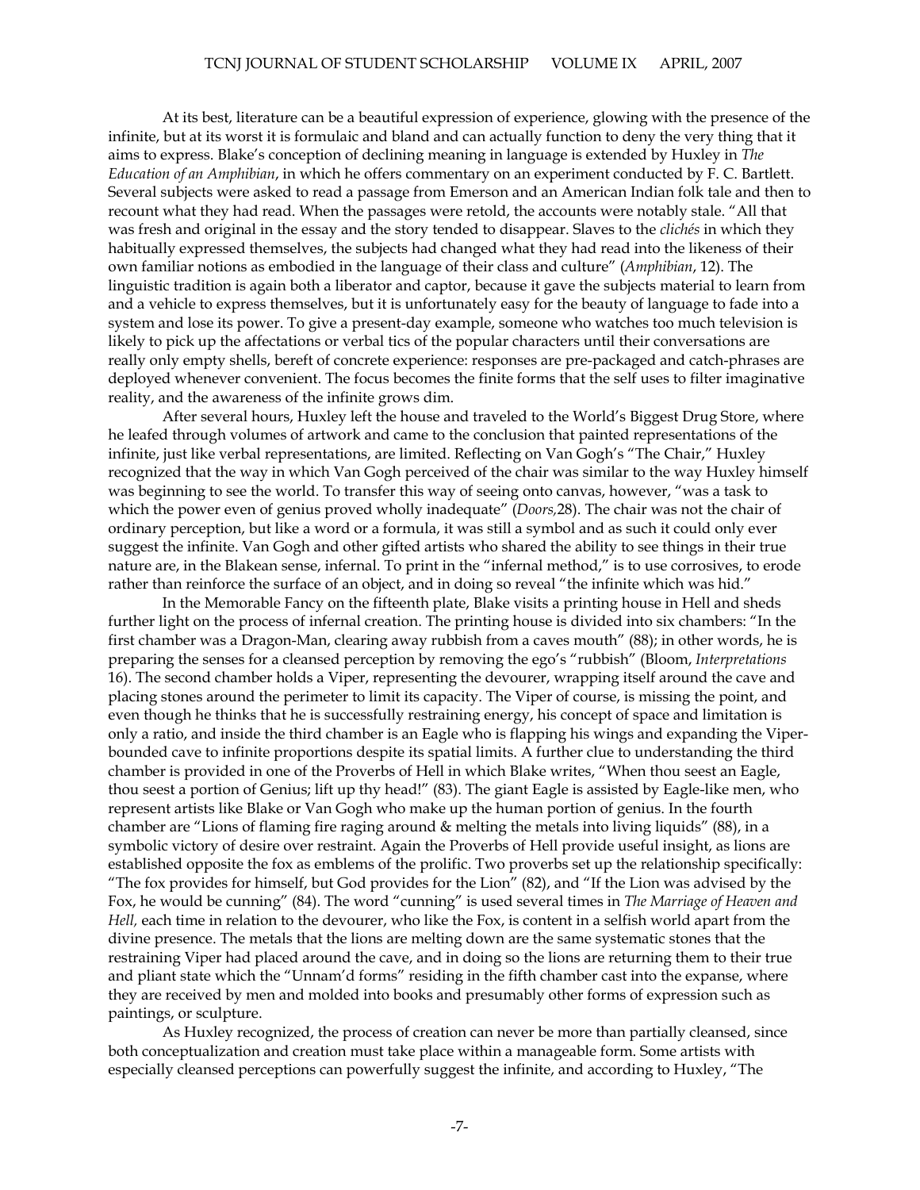At its best, literature can be a beautiful expression of experience, glowing with the presence of the infinite, but at its worst it is formulaic and bland and can actually function to deny the very thing that it aims to express. Blake's conception of declining meaning in language is extended by Huxley in *The Education of an Amphibian*, in which he offers commentary on an experiment conducted by F. C. Bartlett. Several subjects were asked to read a passage from Emerson and an American Indian folk tale and then to recount what they had read. When the passages were retold, the accounts were notably stale. "All that was fresh and original in the essay and the story tended to disappear. Slaves to the *clichés* in which they habitually expressed themselves, the subjects had changed what they had read into the likeness of their own familiar notions as embodied in the language of their class and culture" (*Amphibian*, 12). The linguistic tradition is again both a liberator and captor, because it gave the subjects material to learn from and a vehicle to express themselves, but it is unfortunately easy for the beauty of language to fade into a system and lose its power. To give a present-day example, someone who watches too much television is likely to pick up the affectations or verbal tics of the popular characters until their conversations are really only empty shells, bereft of concrete experience: responses are pre-packaged and catch-phrases are deployed whenever convenient. The focus becomes the finite forms that the self uses to filter imaginative reality, and the awareness of the infinite grows dim.

After several hours, Huxley left the house and traveled to the World's Biggest Drug Store, where he leafed through volumes of artwork and came to the conclusion that painted representations of the infinite, just like verbal representations, are limited. Reflecting on Van Gogh's "The Chair," Huxley recognized that the way in which Van Gogh perceived of the chair was similar to the way Huxley himself was beginning to see the world. To transfer this way of seeing onto canvas, however, "was a task to which the power even of genius proved wholly inadequate" (*Doors,*28). The chair was not the chair of ordinary perception, but like a word or a formula, it was still a symbol and as such it could only ever suggest the infinite. Van Gogh and other gifted artists who shared the ability to see things in their true nature are, in the Blakean sense, infernal. To print in the "infernal method," is to use corrosives, to erode rather than reinforce the surface of an object, and in doing so reveal "the infinite which was hid."

In the Memorable Fancy on the fifteenth plate, Blake visits a printing house in Hell and sheds further light on the process of infernal creation. The printing house is divided into six chambers: "In the first chamber was a Dragon-Man, clearing away rubbish from a caves mouth" (88); in other words, he is preparing the senses for a cleansed perception by removing the ego's "rubbish" (Bloom, *Interpretations* 16). The second chamber holds a Viper, representing the devourer, wrapping itself around the cave and placing stones around the perimeter to limit its capacity. The Viper of course, is missing the point, and even though he thinks that he is successfully restraining energy, his concept of space and limitation is only a ratio, and inside the third chamber is an Eagle who is flapping his wings and expanding the Viper-bounded cave to infinite proportions despite its spatial limits. A further clue to understanding the third chamber is provided in one of the Proverbs of Hell in which Blake writes, "When thou seest an Eagle, thou seest a portion of Genius; lift up thy head!" (83). The giant Eagle is assisted by Eagle-like men, who represent artists like Blake or Van Gogh who make up the human portion of genius. In the fourth chamber are "Lions of flaming fire raging around & melting the metals into living liquids" (88), in a symbolic victory of desire over restraint. Again the Proverbs of Hell provide useful insight, as lions are established opposite the fox as emblems of the prolific. Two proverbs set up the relationship specifically: "The fox provides for himself, but God provides for the Lion" (82), and "If the Lion was advised by the Fox, he would be cunning" (84). The word "cunning" is used several times in *The Marriage of Heaven and Hell,* each time in relation to the devourer, who like the Fox, is content in a selfish world apart from the divine presence. The metals that the lions are melting down are the same systematic stones that the restraining Viper had placed around the cave, and in doing so the lions are returning them to their true and pliant state which the "Unnam'd forms" residing in the fifth chamber cast into the expanse, where they are received by men and molded into books and presumably other forms of expression such as paintings, or sculpture.

As Huxley recognized, the process of creation can never be more than partially cleansed, since both conceptualization and creation must take place within a manageable form. Some artists with especially cleansed perceptions can powerfully suggest the infinite, and according to Huxley, "The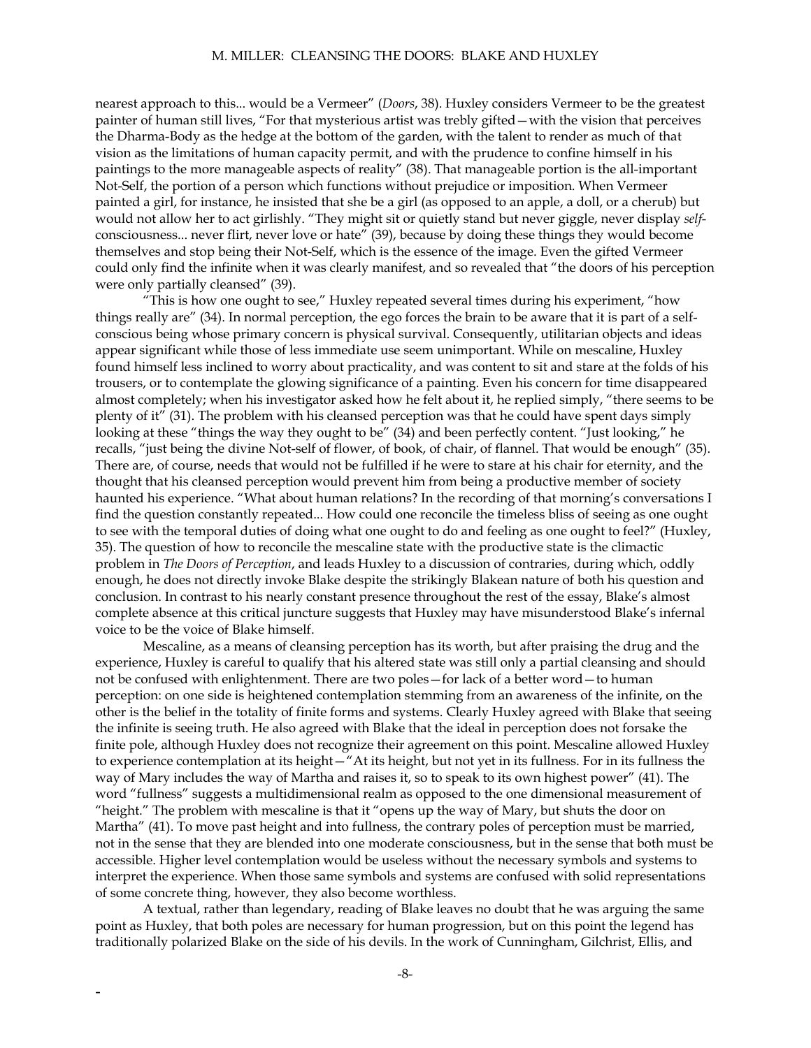nearest approach to this... would be a Vermeer" (*Doors*, 38). Huxley considers Vermeer to be the greatest painter of human still lives, "For that mysterious artist was trebly gifted—with the vision that perceives the Dharma-Body as the hedge at the bottom of the garden, with the talent to render as much of that vision as the limitations of human capacity permit, and with the prudence to confine himself in his paintings to the more manageable aspects of reality" (38). That manageable portion is the all-important Not-Self, the portion of a person which functions without prejudice or imposition. When Vermeer painted a girl, for instance, he insisted that she be a girl (as opposed to an apple, a doll, or a cherub) but would not allow her to act girlishly. "They might sit or quietly stand but never giggle, never display *self*-consciousness... never flirt, never love or hate" (39), because by doing these things they would become themselves and stop being their Not-Self, which is the essence of the image. Even the gifted Vermeer could only find the infinite when it was clearly manifest, and so revealed that "the doors of his perception were only partially cleansed" (39).

"This is how one ought to see," Huxley repeated several times during his experiment, "how things really are" (34). In normal perception, the ego forces the brain to be aware that it is part of a self-conscious being whose primary concern is physical survival. Consequently, utilitarian objects and ideas appear significant while those of less immediate use seem unimportant. While on mescaline, Huxley found himself less inclined to worry about practicality, and was content to sit and stare at the folds of his trousers, or to contemplate the glowing significance of a painting. Even his concern for time disappeared almost completely; when his investigator asked how he felt about it, he replied simply, "there seems to be plenty of it" (31). The problem with his cleansed perception was that he could have spent days simply looking at these "things the way they ought to be" (34) and been perfectly content. "Just looking," he recalls, "just being the divine Not-self of flower, of book, of chair, of flannel. That would be enough" (35). There are, of course, needs that would not be fulfilled if he were to stare at his chair for eternity, and the thought that his cleansed perception would prevent him from being a productive member of society haunted his experience. "What about human relations? In the recording of that morning's conversations I find the question constantly repeated... How could one reconcile the timeless bliss of seeing as one ought to see with the temporal duties of doing what one ought to do and feeling as one ought to feel?" (Huxley, 35). The question of how to reconcile the mescaline state with the productive state is the climactic problem in *The Doors of Perception*, and leads Huxley to a discussion of contraries, during which, oddly enough, he does not directly invoke Blake despite the strikingly Blakean nature of both his question and conclusion. In contrast to his nearly constant presence throughout the rest of the essay, Blake's almost complete absence at this critical juncture suggests that Huxley may have misunderstood Blake's infernal voice to be the voice of Blake himself.

Mescaline, as a means of cleansing perception has its worth, but after praising the drug and the experience, Huxley is careful to qualify that his altered state was still only a partial cleansing and should not be confused with enlightenment. There are two poles—for lack of a better word—to human perception: on one side is heightened contemplation stemming from an awareness of the infinite, on the other is the belief in the totality of finite forms and systems. Clearly Huxley agreed with Blake that seeing the infinite is seeing truth. He also agreed with Blake that the ideal in perception does not forsake the finite pole, although Huxley does not recognize their agreement on this point. Mescaline allowed Huxley to experience contemplation at its height—"At its height, but not yet in its fullness. For in its fullness the way of Mary includes the way of Martha and raises it, so to speak to its own highest power" (41). The word "fullness" suggests a multidimensional realm as opposed to the one dimensional measurement of "height." The problem with mescaline is that it "opens up the way of Mary, but shuts the door on Martha" (41). To move past height and into fullness, the contrary poles of perception must be married, not in the sense that they are blended into one moderate consciousness, but in the sense that both must be accessible. Higher level contemplation would be useless without the necessary symbols and systems to interpret the experience. When those same symbols and systems are confused with solid representations of some concrete thing, however, they also become worthless.

A textual, rather than legendary, reading of Blake leaves no doubt that he was arguing the same point as Huxley, that both poles are necessary for human progression, but on this point the legend has traditionally polarized Blake on the side of his devils. In the work of Cunningham, Gilchrist, Ellis, and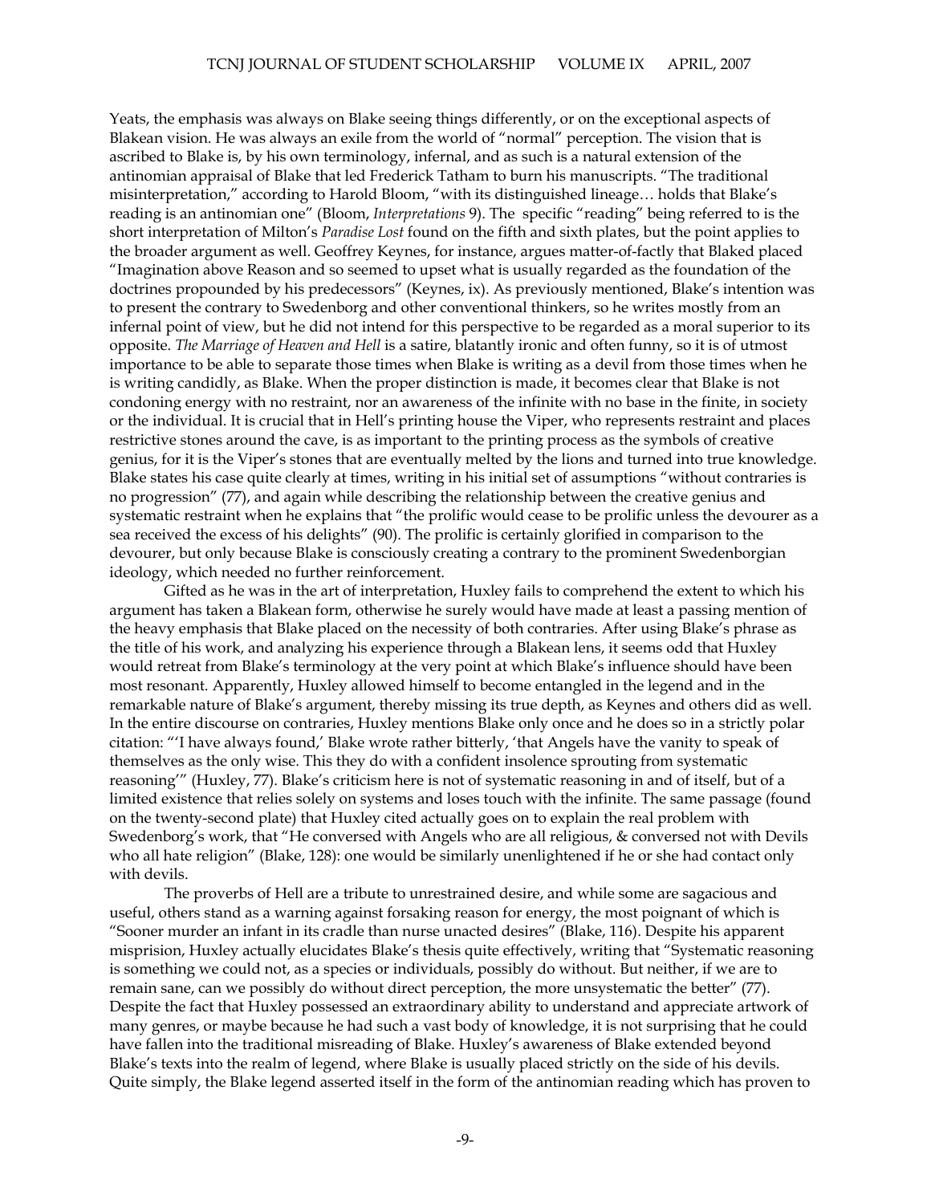Yeats, the emphasis was always on Blake seeing things differently, or on the exceptional aspects of Blakean vision. He was always an exile from the world of "normal" perception. The vision that is ascribed to Blake is, by his own terminology, infernal, and as such is a natural extension of the antinomian appraisal of Blake that led Frederick Tatham to burn his manuscripts. "The traditional misinterpretation," according to Harold Bloom, "with its distinguished lineage… holds that Blake's reading is an antinomian one" (Bloom, *Interpretations* 9). The specific "reading" being referred to is the short interpretation of Milton's *Paradise Lost* found on the fifth and sixth plates, but the point applies to the broader argument as well. Geoffrey Keynes, for instance, argues matter-of-factly that Blaked placed "Imagination above Reason and so seemed to upset what is usually regarded as the foundation of the doctrines propounded by his predecessors" (Keynes, ix). As previously mentioned, Blake's intention was to present the contrary to Swedenborg and other conventional thinkers, so he writes mostly from an infernal point of view, but he did not intend for this perspective to be regarded as a moral superior to its opposite. *The Marriage of Heaven and Hell* is a satire, blatantly ironic and often funny, so it is of utmost importance to be able to separate those times when Blake is writing as a devil from those times when he is writing candidly, as Blake. When the proper distinction is made, it becomes clear that Blake is not condoning energy with no restraint, nor an awareness of the infinite with no base in the finite, in society or the individual. It is crucial that in Hell's printing house the Viper, who represents restraint and places restrictive stones around the cave, is as important to the printing process as the symbols of creative genius, for it is the Viper's stones that are eventually melted by the lions and turned into true knowledge. Blake states his case quite clearly at times, writing in his initial set of assumptions "without contraries is no progression" (77), and again while describing the relationship between the creative genius and systematic restraint when he explains that "the prolific would cease to be prolific unless the devourer as a sea received the excess of his delights" (90). The prolific is certainly glorified in comparison to the devourer, but only because Blake is consciously creating a contrary to the prominent Swedenborgian ideology, which needed no further reinforcement.

Gifted as he was in the art of interpretation, Huxley fails to comprehend the extent to which his argument has taken a Blakean form, otherwise he surely would have made at least a passing mention of the heavy emphasis that Blake placed on the necessity of both contraries. After using Blake's phrase as the title of his work, and analyzing his experience through a Blakean lens, it seems odd that Huxley would retreat from Blake's terminology at the very point at which Blake's influence should have been most resonant. Apparently, Huxley allowed himself to become entangled in the legend and in the remarkable nature of Blake's argument, thereby missing its true depth, as Keynes and others did as well. In the entire discourse on contraries, Huxley mentions Blake only once and he does so in a strictly polar citation: "'I have always found,' Blake wrote rather bitterly, 'that Angels have the vanity to speak of themselves as the only wise. This they do with a confident insolence sprouting from systematic reasoning'" (Huxley, 77). Blake's criticism here is not of systematic reasoning in and of itself, but of a limited existence that relies solely on systems and loses touch with the infinite. The same passage (found on the twenty-second plate) that Huxley cited actually goes on to explain the real problem with Swedenborg's work, that "He conversed with Angels who are all religious, & conversed not with Devils who all hate religion" (Blake, 128): one would be similarly unenlightened if he or she had contact only with devils.

The proverbs of Hell are a tribute to unrestrained desire, and while some are sagacious and useful, others stand as a warning against forsaking reason for energy, the most poignant of which is "Sooner murder an infant in its cradle than nurse unacted desires" (Blake, 116). Despite his apparent misprision, Huxley actually elucidates Blake's thesis quite effectively, writing that "Systematic reasoning is something we could not, as a species or individuals, possibly do without. But neither, if we are to remain sane, can we possibly do without direct perception, the more unsystematic the better" (77). Despite the fact that Huxley possessed an extraordinary ability to understand and appreciate artwork of many genres, or maybe because he had such a vast body of knowledge, it is not surprising that he could have fallen into the traditional misreading of Blake. Huxley's awareness of Blake extended beyond Blake's texts into the realm of legend, where Blake is usually placed strictly on the side of his devils. Quite simply, the Blake legend asserted itself in the form of the antinomian reading which has proven to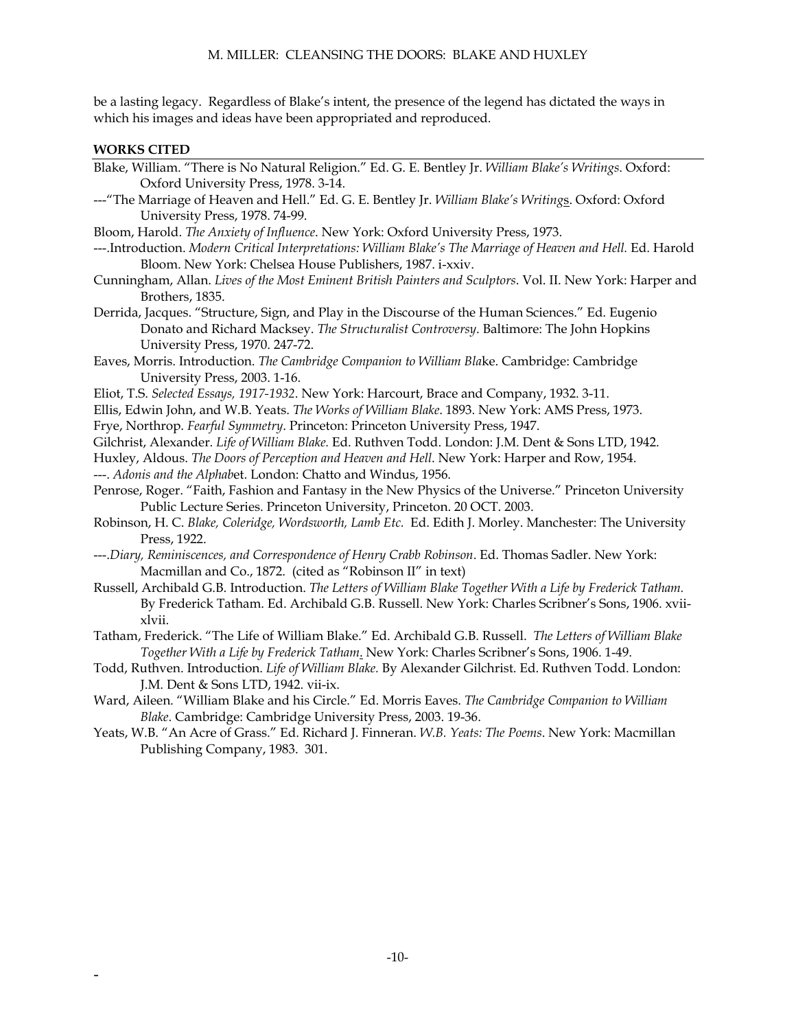be a lasting legacy. Regardless of Blake's intent, the presence of the legend has dictated the ways in which his images and ideas have been appropriated and reproduced.

**WORKS CITED**

Blake, William. "There is No Natural Religion." Ed. G. E. Bentley Jr. *William Blake's Writings*. Oxford: Oxford University Press, 1978. 3-14.

---"The Marriage of Heaven and Hell." Ed. G. E. Bentley Jr. *William Blake's Writings*. Oxford: Oxford University Press, 1978. 74-99.

Bloom, Harold. *The Anxiety of Influence*. New York: Oxford University Press, 1973.

---.Introduction. *Modern Critical Interpretations: William Blake's The Marriage of Heaven and Hell.* Ed. Harold Bloom. New York: Chelsea House Publishers, 1987. i-xxiv.

Cunningham, Allan. *Lives of the Most Eminent British Painters and Sculptors*. Vol. II. New York: Harper and Brothers, 1835.

Derrida, Jacques. "Structure, Sign, and Play in the Discourse of the Human Sciences." Ed. Eugenio Donato and Richard Macksey. *The Structuralist Controversy*. Baltimore: The John Hopkins University Press, 1970. 247-72.

Eaves, Morris. Introduction. *The Cambridge Companion to William Bla*ke. Cambridge: Cambridge University Press, 2003. 1-16.

Eliot, T.S. *Selected Essays, 1917-1932*. New York: Harcourt, Brace and Company, 1932. 3-11.

Ellis, Edwin John, and W.B. Yeats. *The Works of William Blake*. 1893. New York: AMS Press, 1973.

Frye, Northrop. *Fearful Symmetry*. Princeton: Princeton University Press, 1947.

Gilchrist, Alexander. *Life of William Blake.* Ed. Ruthven Todd. London: J.M. Dent & Sons LTD, 1942.

Huxley, Aldous. *The Doors of Perception and Heaven and Hell*. New York: Harper and Row, 1954.

---. *Adonis and the Alphab*et. London: Chatto and Windus, 1956.

Penrose, Roger. "Faith, Fashion and Fantasy in the New Physics of the Universe." Princeton University Public Lecture Series. Princeton University, Princeton. 20 OCT. 2003.

Robinson, H. C. *Blake, Coleridge, Wordsworth, Lamb Etc.* Ed. Edith J. Morley. Manchester: The University Press, 1922.

---.*Diary, Reminiscences, and Correspondence of Henry Crabb Robinson*. Ed. Thomas Sadler. New York: Macmillan and Co., 1872. (cited as "Robinson II" in text)

Russell, Archibald G.B. Introduction. *The Letters of William Blake Together With a Life by Frederick Tatham.* By Frederick Tatham. Ed. Archibald G.B. Russell. New York: Charles Scribner's Sons, 1906. xvii-xlvii.

Tatham, Frederick. "The Life of William Blake." Ed. Archibald G.B. Russell. *The Letters of William Blake Together With a Life by Frederick Tatham*. New York: Charles Scribner's Sons, 1906. 1-49.

Todd, Ruthven. Introduction. *Life of William Blake.* By Alexander Gilchrist. Ed. Ruthven Todd. London: J.M. Dent & Sons LTD, 1942. vii-ix.

Ward, Aileen. "William Blake and his Circle." Ed. Morris Eaves. *The Cambridge Companion to William Blake*. Cambridge: Cambridge University Press, 2003. 19-36.

Yeats, W.B. "An Acre of Grass." Ed. Richard J. Finneran. *W.B. Yeats: The Poems*. New York: Macmillan Publishing Company, 1983. 301.